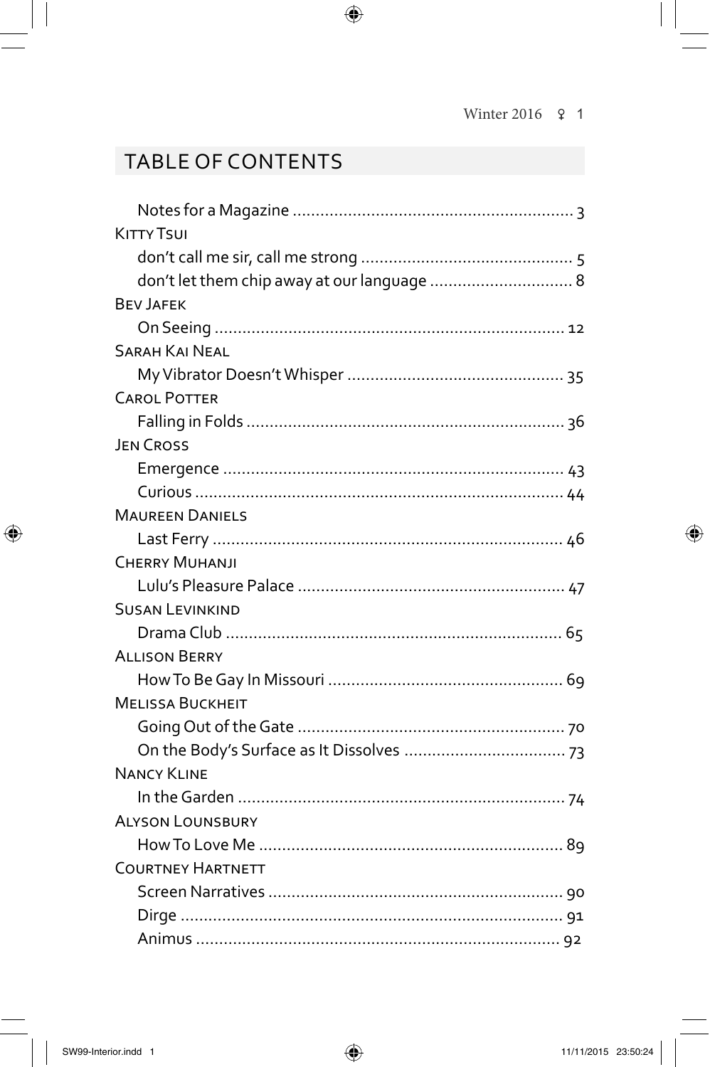## TABLE OF CONTENTS

Notes for a Magazine ........................................................... 3

KITTY TSUI

don't call me sir, call me strong ............................................. 5

don't let them chip away at our language .............................. 8

BEV JAFEK

On Seeing .......................................................................... 12

SARAH KAI NEAL

My Vibrator Doesn't Whisper .............................................. 35

CAROL POTTER

Falling in Folds ................................................................... 36

JEN CROSS

Emergence ........................................................................ 43

Curious .............................................................................. 44

MAUREEN DANIELS

Last Ferry .......................................................................... 46

CHERRY MUHANJI

Lulu's Pleasure Palace ......................................................... 47

SUSAN LEVINKIND

Drama Club ........................................................................ 65

ALLISON BERRY

How To Be Gay In Missouri .................................................. 69

MELISSA BUCKHEIT

Going Out of the Gate ......................................................... 70

On the Body's Surface as It Dissolves .................................. 73

NANCY KLINE

In the Garden ..................................................................... 74

ALYSON LOUNSBURY

How To Love Me ................................................................. 89

COURTNEY HARTNETT

Screen Narratives ............................................................... 90

Dirge .................................................................................. 91

Animus .............................................................................. 92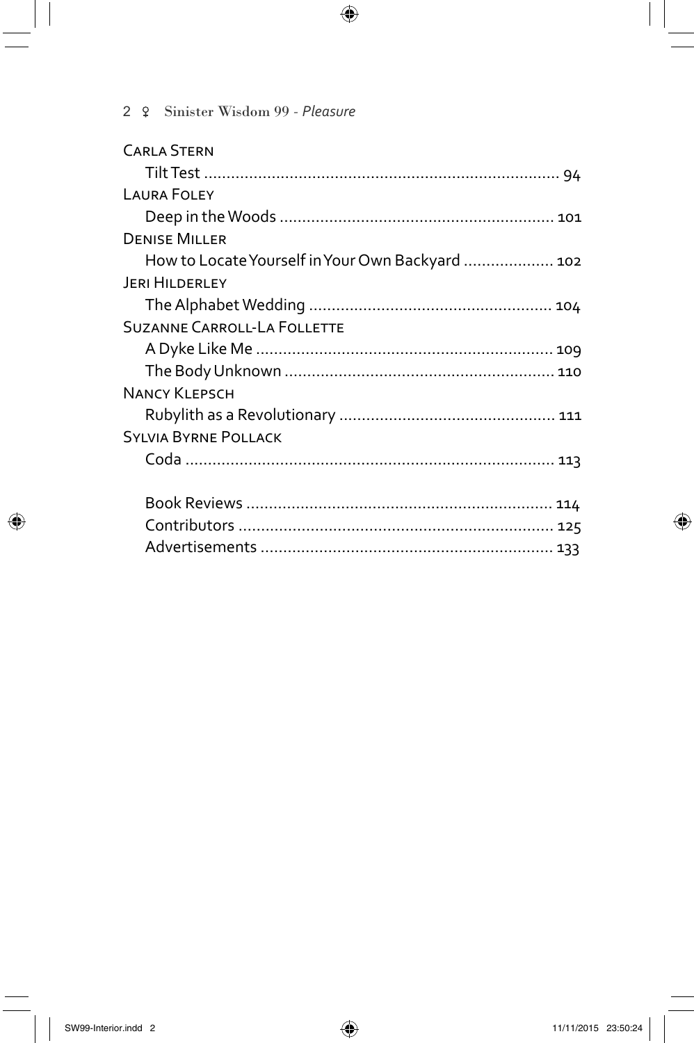Carla Stern

Tilt Test ........................................................................... 94

Laura Foley

Deep in the Woods ........................................................ 101

Denise Miller

How to Locate Yourself in Your Own Backyard .................... 102

Jeri Hilderley

The Alphabet Wedding .................................................... 104

Suzanne Carroll-La Follette

A Dyke Like Me ............................................................. 109

The Body Unknown ........................................................ 110

Nancy Klepsch

Rubylith as a Revolutionary ............................................. 111

Sylvia Byrne Pollack

Coda .............................................................................. 113

Book Reviews ................................................................. 114

Contributors .................................................................. 125

Advertisements .............................................................. 133